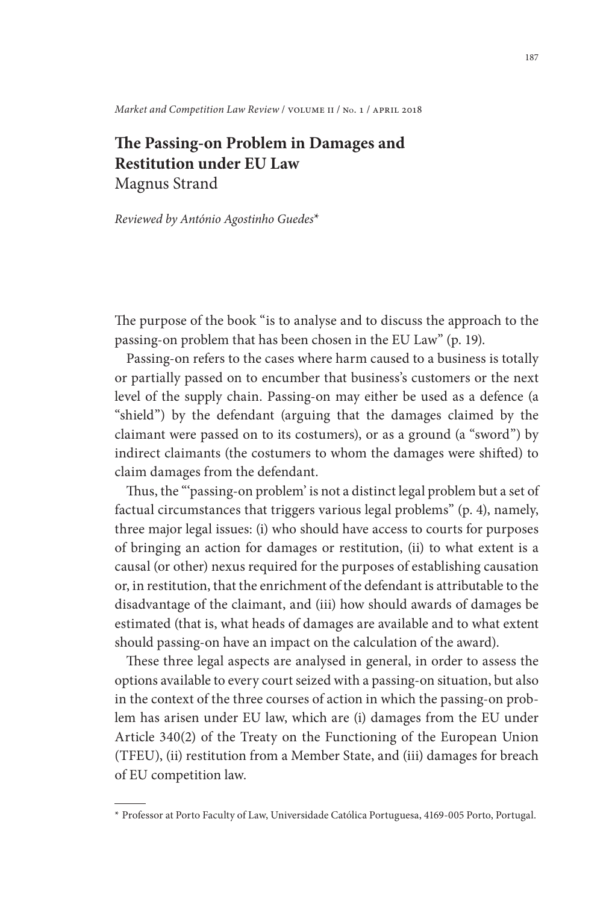# The Passing-on Problem in Damages and Restitution under EU Law

Magnus Strand

*Reviewed by António Agostinho Guedes*\*

The purpose of the book "is to analyse and to discuss the approach to the passing-on problem that has been chosen in the EU Law" (p. 19).

Passing-on refers to the cases where harm caused to a business is totally or partially passed on to encumber that business's customers or the next level of the supply chain. Passing-on may either be used as a defence (a "shield") by the defendant (arguing that the damages claimed by the claimant were passed on to its costumers), or as a ground (a "sword") by indirect claimants (the costumers to whom the damages were shifted) to claim damages from the defendant.

Thus, the "'passing-on problem' is not a distinct legal problem but a set of factual circumstances that triggers various legal problems" (p. 4), namely, three major legal issues: (i) who should have access to courts for purposes of bringing an action for damages or restitution, (ii) to what extent is a causal (or other) nexus required for the purposes of establishing causation or, in restitution, that the enrichment of the defendant is attributable to the disadvantage of the claimant, and (iii) how should awards of damages be estimated (that is, what heads of damages are available and to what extent should passing-on have an impact on the calculation of the award).

These three legal aspects are analysed in general, in order to assess the options available to every court seized with a passing-on situation, but also in the context of the three courses of action in which the passing-on problem has arisen under EU law, which are (i) damages from the EU under Article 340(2) of the Treaty on the Functioning of the European Union (TFEU), (ii) restitution from a Member State, and (iii) damages for breach of EU competition law.

\* Professor at Porto Faculty of Law, Universidade Católica Portuguesa, 4169-005 Porto, Portugal.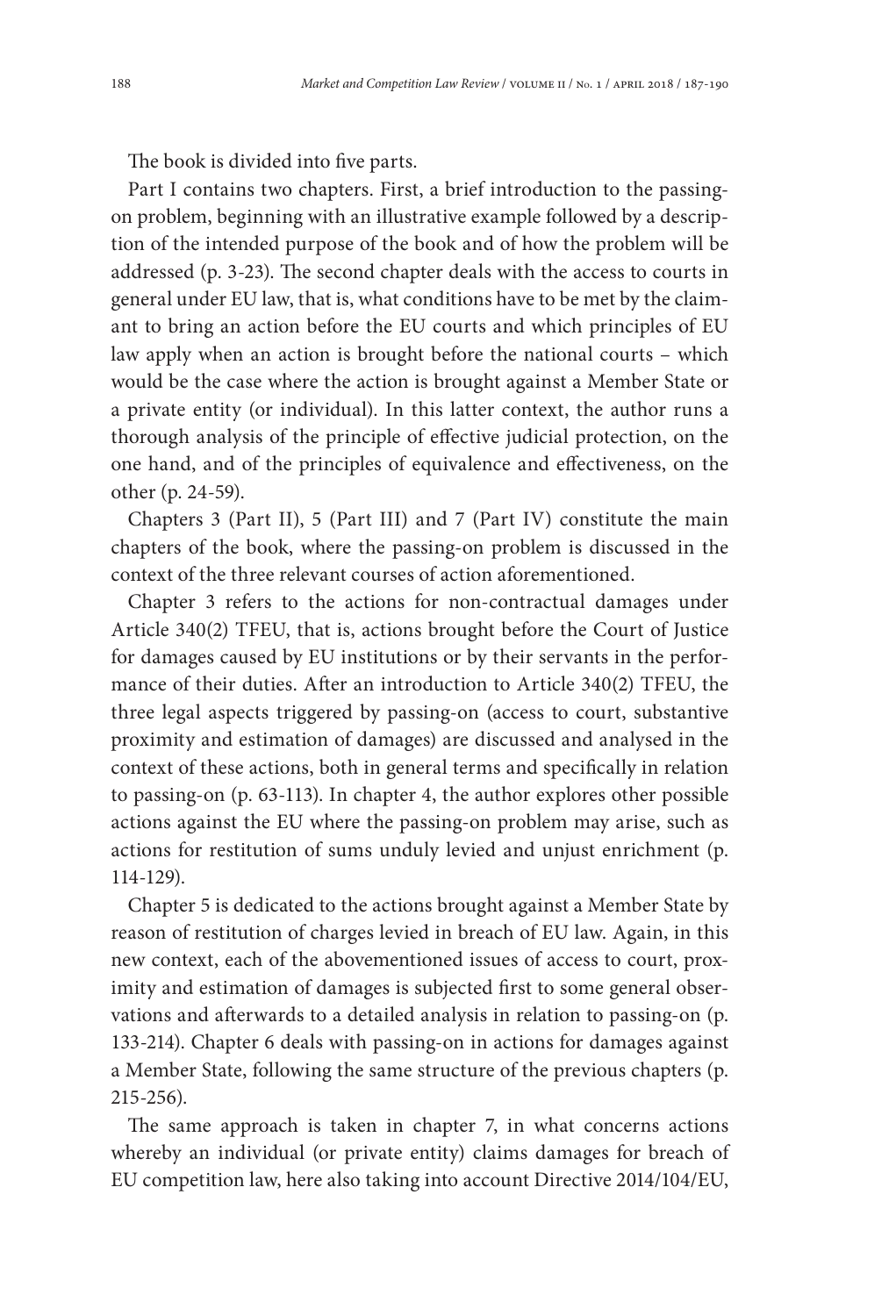The book is divided into five parts.

Part I contains two chapters. First, a brief introduction to the passing-on problem, beginning with an illustrative example followed by a description of the intended purpose of the book and of how the problem will be addressed (p. 3-23). The second chapter deals with the access to courts in general under EU law, that is, what conditions have to be met by the claimant to bring an action before the EU courts and which principles of EU law apply when an action is brought before the national courts – which would be the case where the action is brought against a Member State or a private entity (or individual). In this latter context, the author runs a thorough analysis of the principle of effective judicial protection, on the one hand, and of the principles of equivalence and effectiveness, on the other (p. 24-59).

Chapters 3 (Part II), 5 (Part III) and 7 (Part IV) constitute the main chapters of the book, where the passing-on problem is discussed in the context of the three relevant courses of action aforementioned.

Chapter 3 refers to the actions for non-contractual damages under Article 340(2) TFEU, that is, actions brought before the Court of Justice for damages caused by EU institutions or by their servants in the performance of their duties. After an introduction to Article 340(2) TFEU, the three legal aspects triggered by passing-on (access to court, substantive proximity and estimation of damages) are discussed and analysed in the context of these actions, both in general terms and specifically in relation to passing-on (p. 63-113). In chapter 4, the author explores other possible actions against the EU where the passing-on problem may arise, such as actions for restitution of sums unduly levied and unjust enrichment (p. 114-129).

Chapter 5 is dedicated to the actions brought against a Member State by reason of restitution of charges levied in breach of EU law. Again, in this new context, each of the abovementioned issues of access to court, proximity and estimation of damages is subjected first to some general observations and afterwards to a detailed analysis in relation to passing-on (p. 133-214). Chapter 6 deals with passing-on in actions for damages against a Member State, following the same structure of the previous chapters (p. 215-256).

The same approach is taken in chapter 7, in what concerns actions whereby an individual (or private entity) claims damages for breach of EU competition law, here also taking into account Directive 2014/104/EU,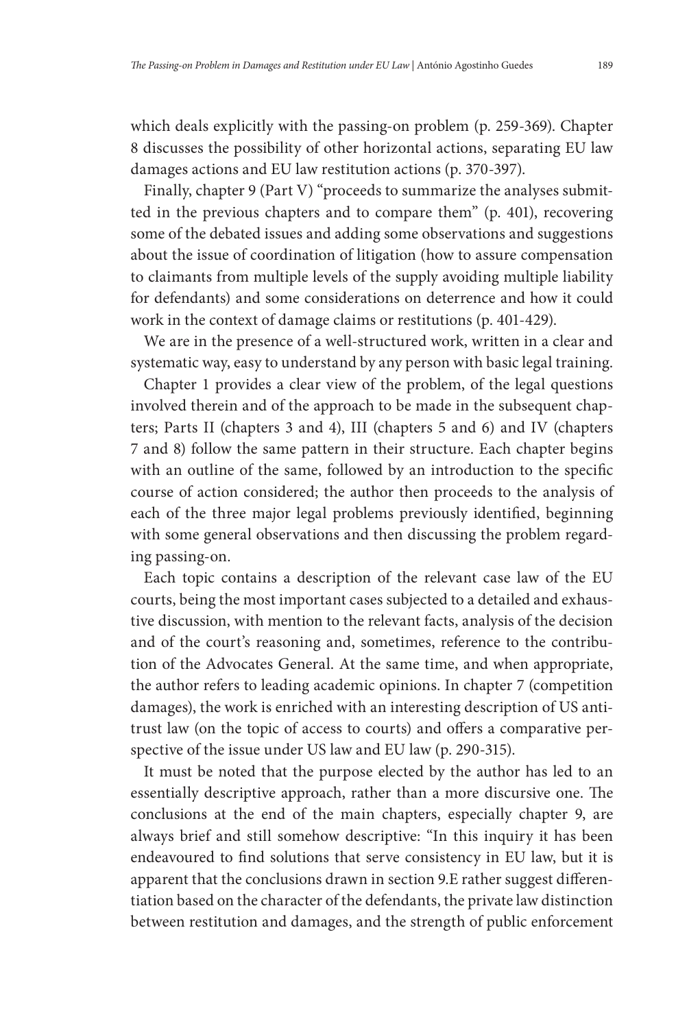which deals explicitly with the passing-on problem (p. 259-369). Chapter 8 discusses the possibility of other horizontal actions, separating EU law damages actions and EU law restitution actions (p. 370-397).

Finally, chapter 9 (Part V) "proceeds to summarize the analyses submitted in the previous chapters and to compare them" (p. 401), recovering some of the debated issues and adding some observations and suggestions about the issue of coordination of litigation (how to assure compensation to claimants from multiple levels of the supply avoiding multiple liability for defendants) and some considerations on deterrence and how it could work in the context of damage claims or restitutions (p. 401-429).

We are in the presence of a well-structured work, written in a clear and systematic way, easy to understand by any person with basic legal training.

Chapter 1 provides a clear view of the problem, of the legal questions involved therein and of the approach to be made in the subsequent chapters; Parts II (chapters 3 and 4), III (chapters 5 and 6) and IV (chapters 7 and 8) follow the same pattern in their structure. Each chapter begins with an outline of the same, followed by an introduction to the specific course of action considered; the author then proceeds to the analysis of each of the three major legal problems previously identified, beginning with some general observations and then discussing the problem regarding passing-on.

Each topic contains a description of the relevant case law of the EU courts, being the most important cases subjected to a detailed and exhaustive discussion, with mention to the relevant facts, analysis of the decision and of the court's reasoning and, sometimes, reference to the contribution of the Advocates General. At the same time, and when appropriate, the author refers to leading academic opinions. In chapter 7 (competition damages), the work is enriched with an interesting description of US antitrust law (on the topic of access to courts) and offers a comparative perspective of the issue under US law and EU law (p. 290-315).

It must be noted that the purpose elected by the author has led to an essentially descriptive approach, rather than a more discursive one. The conclusions at the end of the main chapters, especially chapter 9, are always brief and still somehow descriptive: "In this inquiry it has been endeavoured to find solutions that serve consistency in EU law, but it is apparent that the conclusions drawn in section 9.E rather suggest differentiation based on the character of the defendants, the private law distinction between restitution and damages, and the strength of public enforcement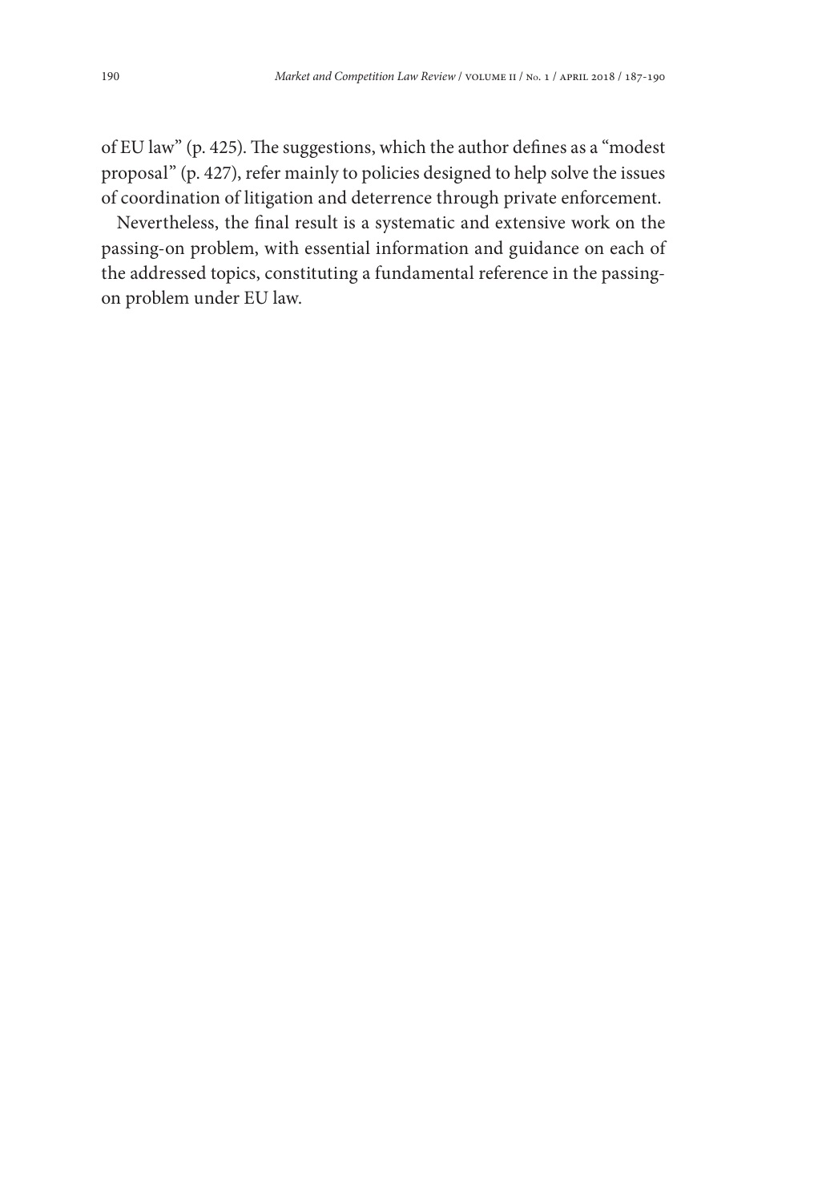of EU law" (p. 425). The suggestions, which the author defines as a "modest proposal" (p. 427), refer mainly to policies designed to help solve the issues of coordination of litigation and deterrence through private enforcement.

Nevertheless, the final result is a systematic and extensive work on the passing-on problem, with essential information and guidance on each of the addressed topics, constituting a fundamental reference in the passing-on problem under EU law.